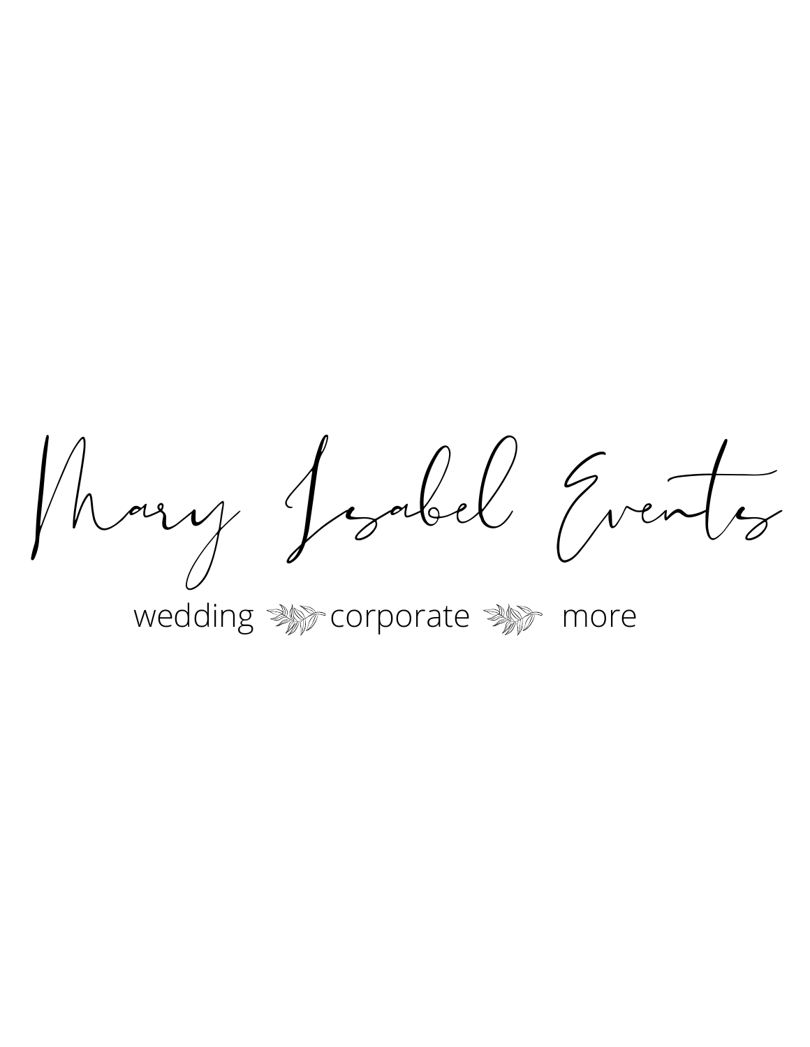# Mary Isabel Events

wedding ❧ corporate ❧ more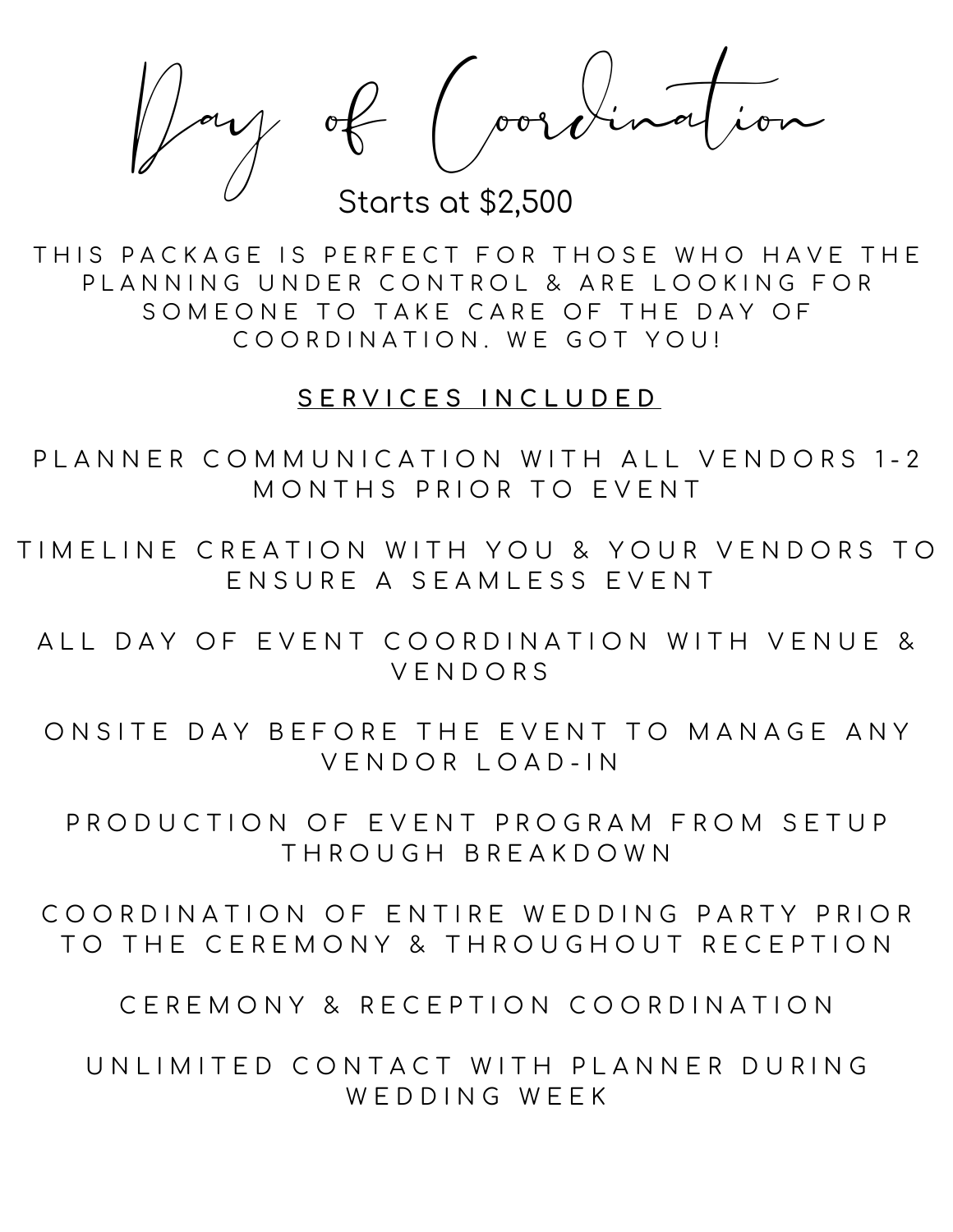# Day of Coordination

Starts at $2,500

THIS PACKAGE IS PERFECT FOR THOSE WHO HAVE THE PLANNING UNDER CONTROL & ARE LOOKING FOR SOMEONE TO TAKE CARE OF THE DAY OF COORDINATION. WE GOT YOU!

## SERVICES INCLUDED

PLANNER COMMUNICATION WITH ALL VENDORS 1-2 MONTHS PRIOR TO EVENT

TIMELINE CREATION WITH YOU & YOUR VENDORS TO ENSURE A SEAMLESS EVENT

ALL DAY OF EVENT COORDINATION WITH VENUE & VENDORS

ONSITE DAY BEFORE THE EVENT TO MANAGE ANY VENDOR LOAD-IN

PRODUCTION OF EVENT PROGRAM FROM SETUP THROUGH BREAKDOWN

COORDINATION OF ENTIRE WEDDING PARTY PRIOR TO THE CEREMONY & THROUGHOUT RECEPTION

CEREMONY & RECEPTION COORDINATION

UNLIMITED CONTACT WITH PLANNER DURING WEDDING WEEK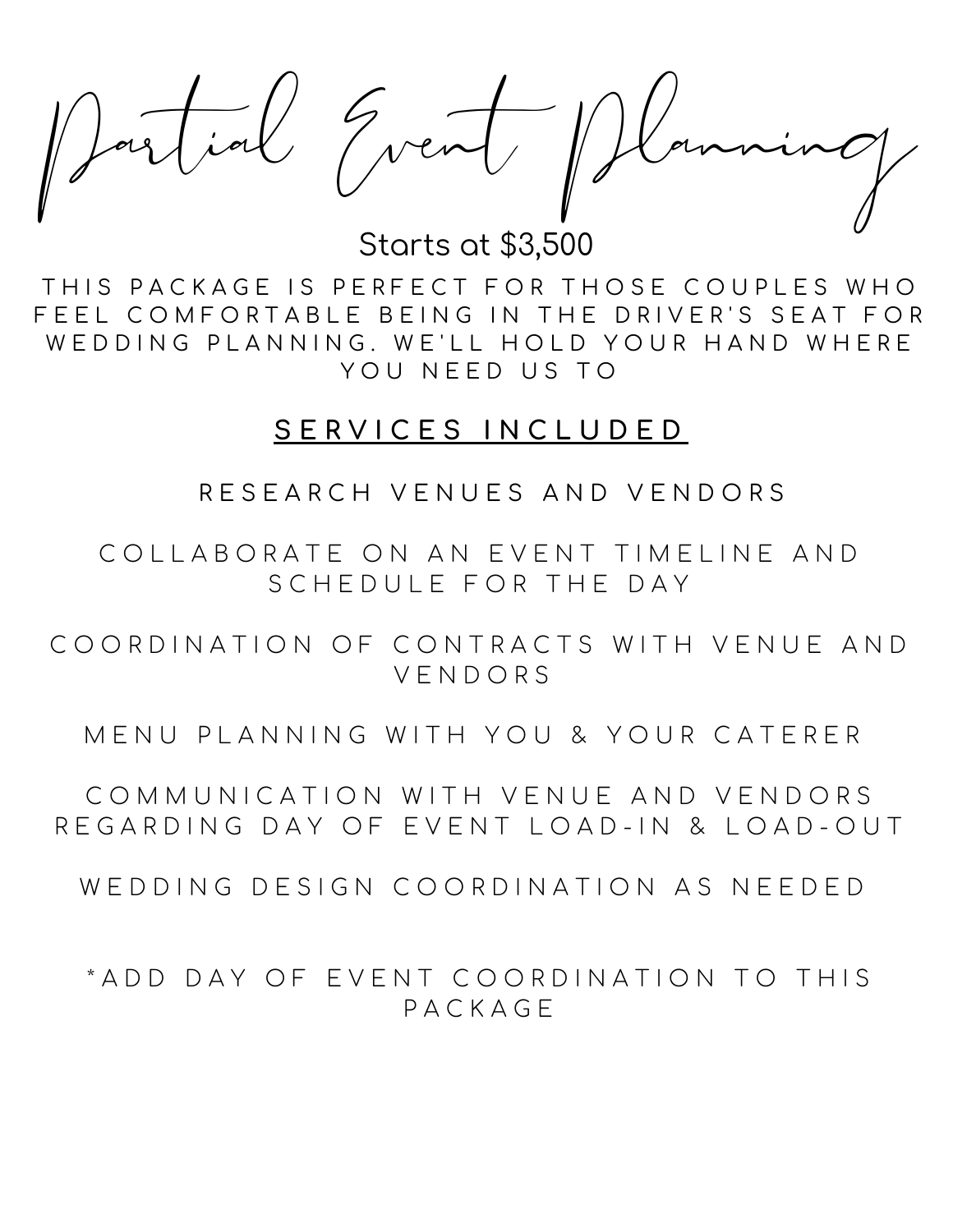# Partial Event Planning

Starts at $3,500

THIS PACKAGE IS PERFECT FOR THOSE COUPLES WHO FEEL COMFORTABLE BEING IN THE DRIVER'S SEAT FOR WEDDING PLANNING. WE'LL HOLD YOUR HAND WHERE YOU NEED US TO

## SERVICES INCLUDED

RESEARCH VENUES AND VENDORS

COLLABORATE ON AN EVENT TIMELINE AND SCHEDULE FOR THE DAY

COORDINATION OF CONTRACTS WITH VENUE AND VENDORS

MENU PLANNING WITH YOU & YOUR CATERER

COMMUNICATION WITH VENUE AND VENDORS REGARDING DAY OF EVENT LOAD-IN & LOAD-OUT

WEDDING DESIGN COORDINATION AS NEEDED

*ADD DAY OF EVENT COORDINATION TO THIS PACKAGE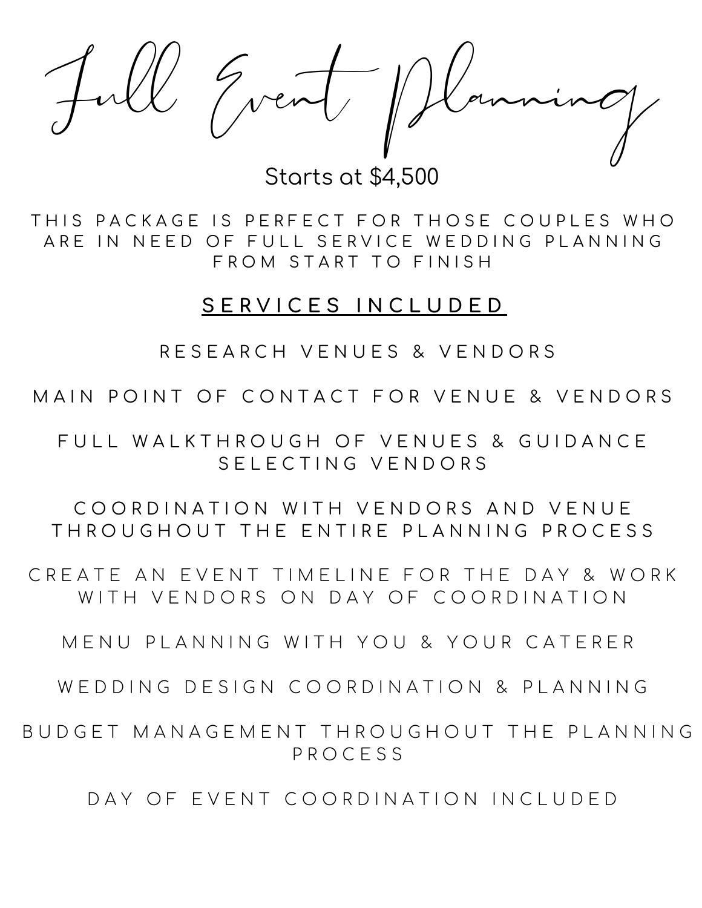# Full Event Planning

Starts at $4,500

THIS PACKAGE IS PERFECT FOR THOSE COUPLES WHO ARE IN NEED OF FULL SERVICE WEDDING PLANNING FROM START TO FINISH

## SERVICES INCLUDED

RESEARCH VENUES & VENDORS

MAIN POINT OF CONTACT FOR VENUE & VENDORS

FULL WALKTHROUGH OF VENUES & GUIDANCE SELECTING VENDORS

COORDINATION WITH VENDORS AND VENUE THROUGHOUT THE ENTIRE PLANNING PROCESS

CREATE AN EVENT TIMELINE FOR THE DAY & WORK WITH VENDORS ON DAY OF COORDINATION

MENU PLANNING WITH YOU & YOUR CATERER

WEDDING DESIGN COORDINATION & PLANNING

BUDGET MANAGEMENT THROUGHOUT THE PLANNING PROCESS

DAY OF EVENT COORDINATION INCLUDED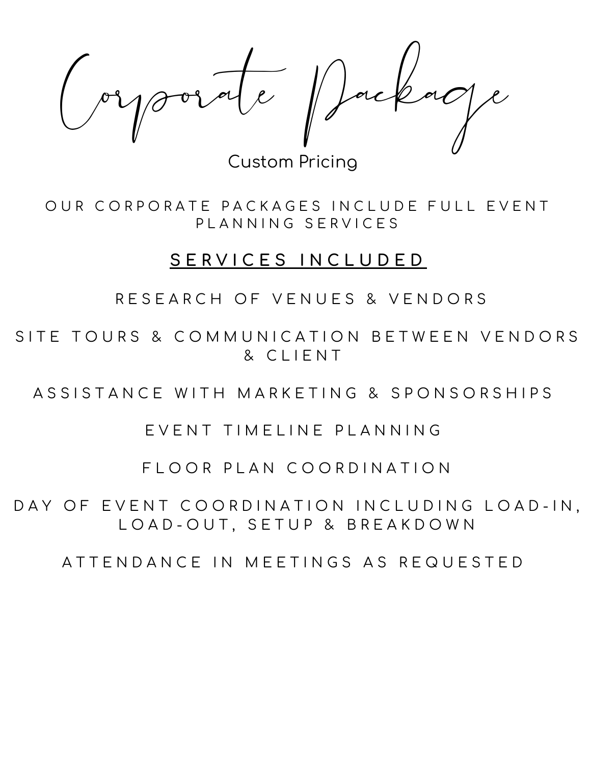# Corporate Package

Custom Pricing

OUR CORPORATE PACKAGES INCLUDE FULL EVENT PLANNING SERVICES

## SERVICES INCLUDED

RESEARCH OF VENUES & VENDORS

SITE TOURS & COMMUNICATION BETWEEN VENDORS & CLIENT

ASSISTANCE WITH MARKETING & SPONSORSHIPS

EVENT TIMELINE PLANNING

FLOOR PLAN COORDINATION

DAY OF EVENT COORDINATION INCLUDING LOAD-IN, LOAD-OUT, SETUP & BREAKDOWN

ATTENDANCE IN MEETINGS AS REQUESTED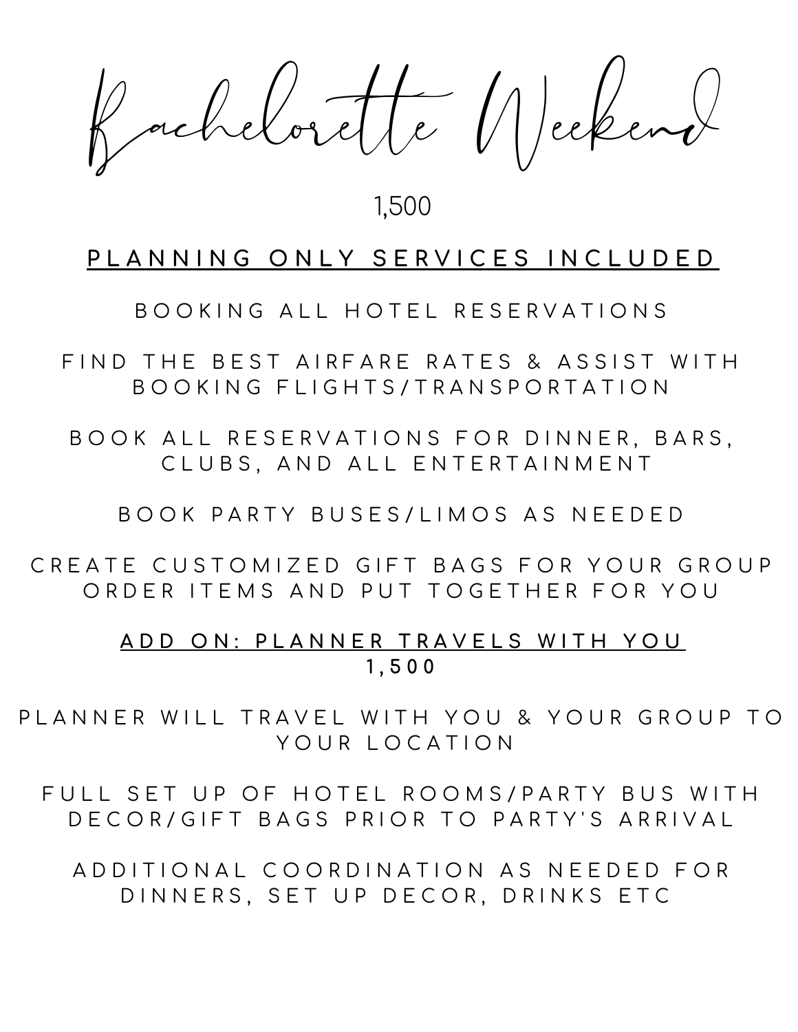# Bachelorette Weekend

1,500

## PLANNING ONLY SERVICES INCLUDED

BOOKING ALL HOTEL RESERVATIONS

FIND THE BEST AIRFARE RATES & ASSIST WITH BOOKING FLIGHTS/TRANSPORTATION

BOOK ALL RESERVATIONS FOR DINNER, BARS, CLUBS, AND ALL ENTERTAINMENT

BOOK PARTY BUSES/LIMOS AS NEEDED

CREATE CUSTOMIZED GIFT BAGS FOR YOUR GROUP ORDER ITEMS AND PUT TOGETHER FOR YOU

## ADD ON: PLANNER TRAVELS WITH YOU

**1,500**

PLANNER WILL TRAVEL WITH YOU & YOUR GROUP TO YOUR LOCATION

FULL SET UP OF HOTEL ROOMS/PARTY BUS WITH DECOR/GIFT BAGS PRIOR TO PARTY'S ARRIVAL

ADDITIONAL COORDINATION AS NEEDED FOR DINNERS, SET UP DECOR, DRINKS ETC